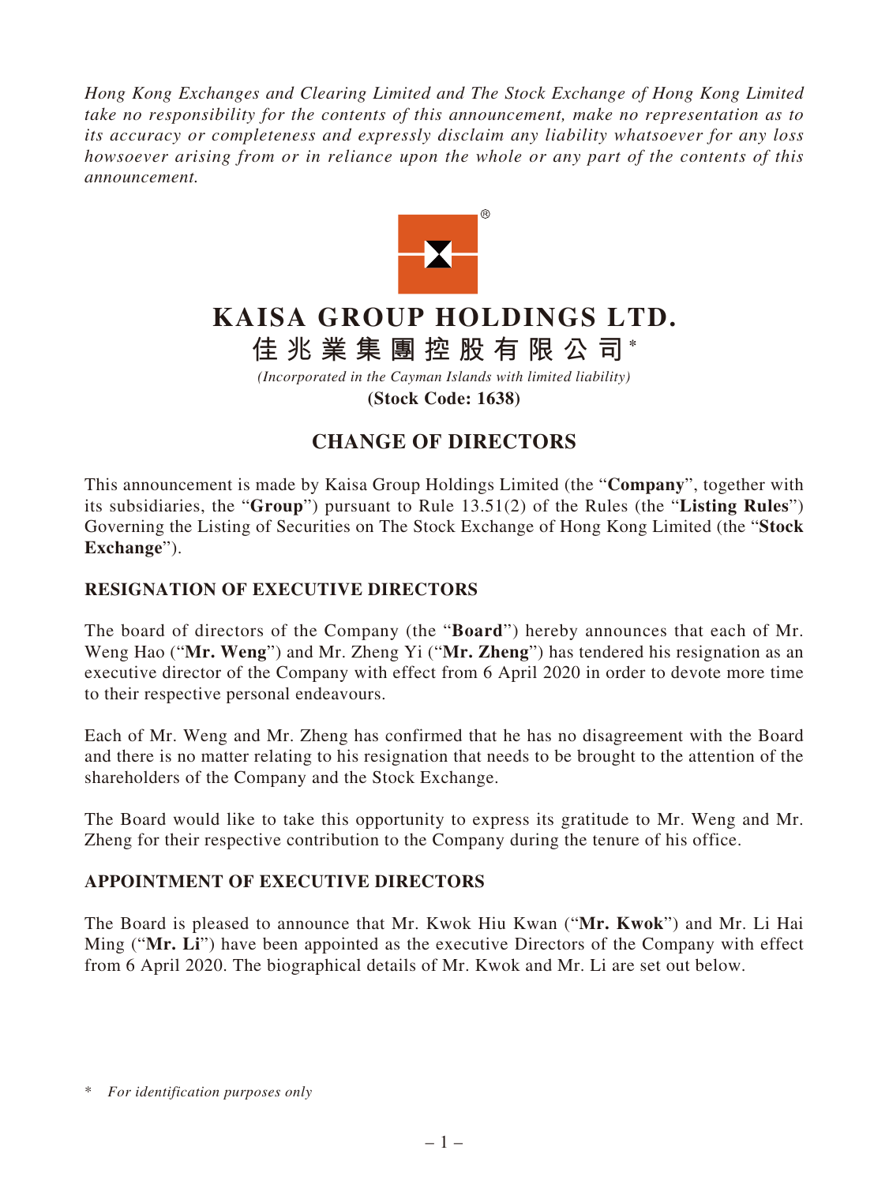*Hong Kong Exchanges and Clearing Limited and The Stock Exchange of Hong Kong Limited take no responsibility for the contents of this announcement, make no representation as to its accuracy or completeness and expressly disclaim any liability whatsoever for any loss howsoever arising from or in reliance upon the whole or any part of the contents of this announcement.*

# KAISA GROUP HOLDINGS LTD.

# 佳兆業集團控股有限公司*

*(Incorporated in the Cayman Islands with limited liability)*

**(Stock Code: 1638)**

## CHANGE OF DIRECTORS

This announcement is made by Kaisa Group Holdings Limited (the "**Company**", together with its subsidiaries, the "**Group**") pursuant to Rule 13.51(2) of the Rules (the "**Listing Rules**") Governing the Listing of Securities on The Stock Exchange of Hong Kong Limited (the "**Stock Exchange**").

### RESIGNATION OF EXECUTIVE DIRECTORS

The board of directors of the Company (the "**Board**") hereby announces that each of Mr. Weng Hao ("**Mr. Weng**") and Mr. Zheng Yi ("**Mr. Zheng**") has tendered his resignation as an executive director of the Company with effect from 6 April 2020 in order to devote more time to their respective personal endeavours.

Each of Mr. Weng and Mr. Zheng has confirmed that he has no disagreement with the Board and there is no matter relating to his resignation that needs to be brought to the attention of the shareholders of the Company and the Stock Exchange.

The Board would like to take this opportunity to express its gratitude to Mr. Weng and Mr. Zheng for their respective contribution to the Company during the tenure of his office.

### APPOINTMENT OF EXECUTIVE DIRECTORS

The Board is pleased to announce that Mr. Kwok Hiu Kwan ("**Mr. Kwok**") and Mr. Li Hai Ming ("**Mr. Li**") have been appointed as the executive Directors of the Company with effect from 6 April 2020. The biographical details of Mr. Kwok and Mr. Li are set out below.

\* *For identification purposes only*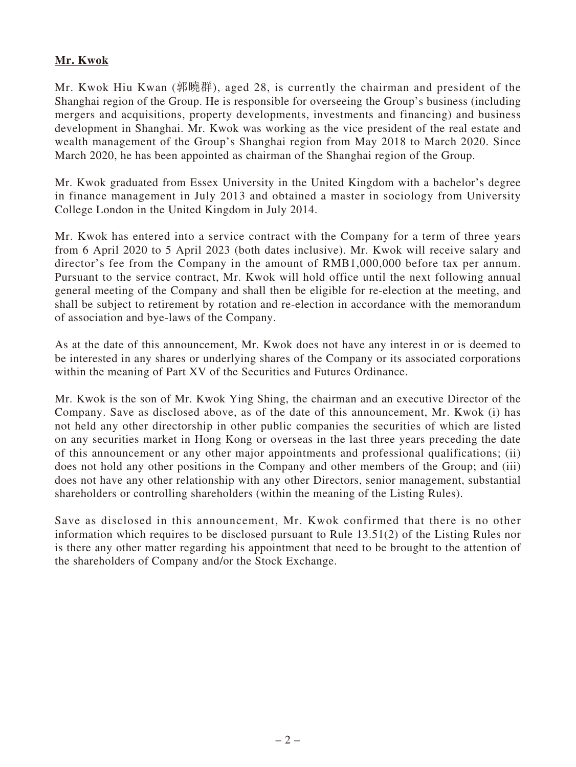**Mr. Kwok**

Mr. Kwok Hiu Kwan (郭曉群), aged 28, is currently the chairman and president of the Shanghai region of the Group. He is responsible for overseeing the Group's business (including mergers and acquisitions, property developments, investments and financing) and business development in Shanghai. Mr. Kwok was working as the vice president of the real estate and wealth management of the Group's Shanghai region from May 2018 to March 2020. Since March 2020, he has been appointed as chairman of the Shanghai region of the Group.

Mr. Kwok graduated from Essex University in the United Kingdom with a bachelor's degree in finance management in July 2013 and obtained a master in sociology from University College London in the United Kingdom in July 2014.

Mr. Kwok has entered into a service contract with the Company for a term of three years from 6 April 2020 to 5 April 2023 (both dates inclusive). Mr. Kwok will receive salary and director's fee from the Company in the amount of RMB1,000,000 before tax per annum. Pursuant to the service contract, Mr. Kwok will hold office until the next following annual general meeting of the Company and shall then be eligible for re-election at the meeting, and shall be subject to retirement by rotation and re-election in accordance with the memorandum of association and bye-laws of the Company.

As at the date of this announcement, Mr. Kwok does not have any interest in or is deemed to be interested in any shares or underlying shares of the Company or its associated corporations within the meaning of Part XV of the Securities and Futures Ordinance.

Mr. Kwok is the son of Mr. Kwok Ying Shing, the chairman and an executive Director of the Company. Save as disclosed above, as of the date of this announcement, Mr. Kwok (i) has not held any other directorship in other public companies the securities of which are listed on any securities market in Hong Kong or overseas in the last three years preceding the date of this announcement or any other major appointments and professional qualifications; (ii) does not hold any other positions in the Company and other members of the Group; and (iii) does not have any other relationship with any other Directors, senior management, substantial shareholders or controlling shareholders (within the meaning of the Listing Rules).

Save as disclosed in this announcement, Mr. Kwok confirmed that there is no other information which requires to be disclosed pursuant to Rule 13.51(2) of the Listing Rules nor is there any other matter regarding his appointment that need to be brought to the attention of the shareholders of Company and/or the Stock Exchange.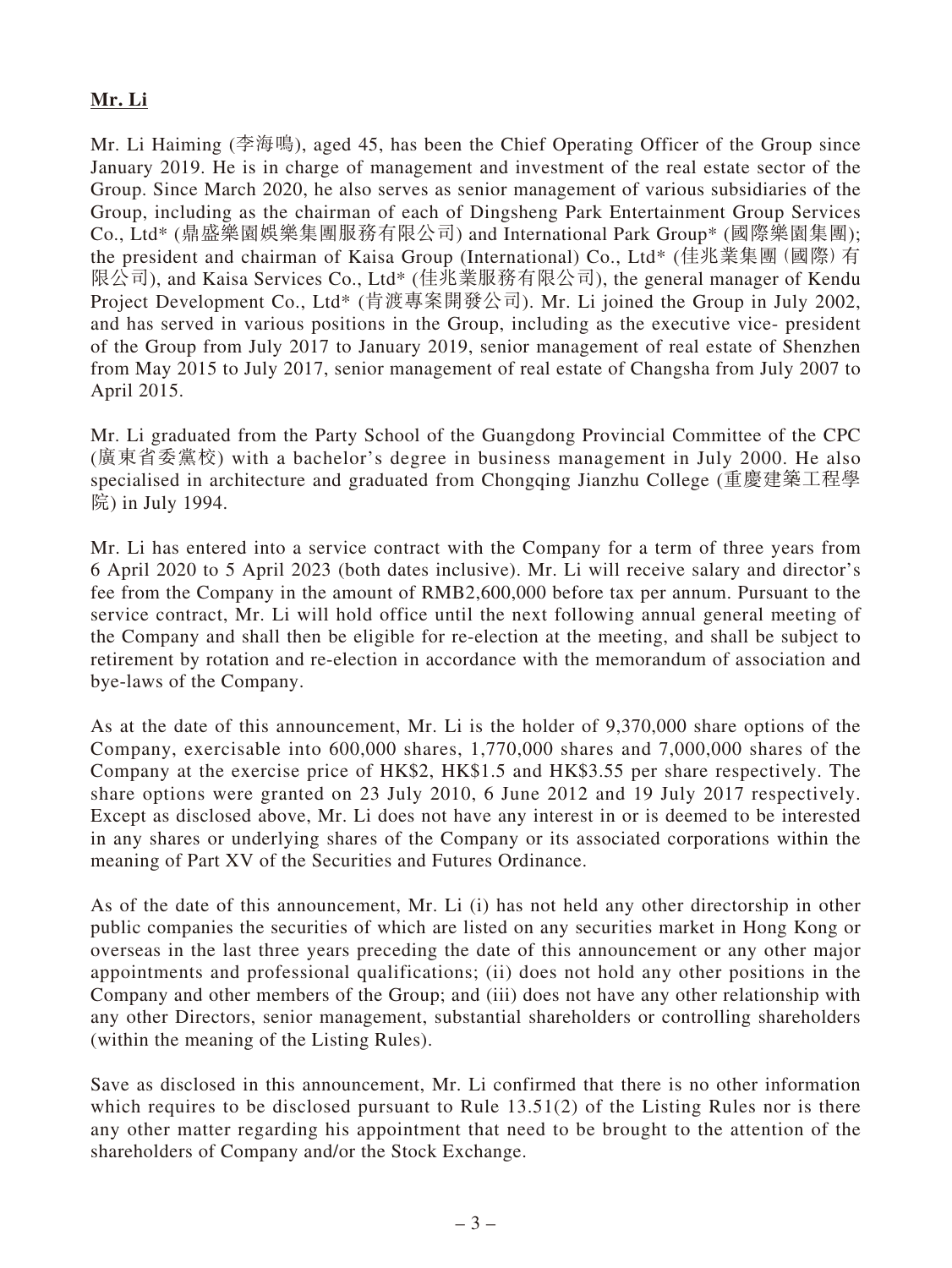**Mr. Li**

Mr. Li Haiming (李海鳴), aged 45, has been the Chief Operating Officer of the Group since January 2019. He is in charge of management and investment of the real estate sector of the Group. Since March 2020, he also serves as senior management of various subsidiaries of the Group, including as the chairman of each of Dingsheng Park Entertainment Group Services Co., Ltd* (鼎盛樂園娛樂集團服務有限公司) and International Park Group* (國際樂園集團); the president and chairman of Kaisa Group (International) Co., Ltd* (佳兆業集團(國際)有限公司), and Kaisa Services Co., Ltd* (佳兆業服務有限公司), the general manager of Kendu Project Development Co., Ltd* (肯渡專案開發公司). Mr. Li joined the Group in July 2002, and has served in various positions in the Group, including as the executive vice- president of the Group from July 2017 to January 2019, senior management of real estate of Shenzhen from May 2015 to July 2017, senior management of real estate of Changsha from July 2007 to April 2015.

Mr. Li graduated from the Party School of the Guangdong Provincial Committee of the CPC (廣東省委黨校) with a bachelor's degree in business management in July 2000. He also specialised in architecture and graduated from Chongqing Jianzhu College (重慶建築工程學院) in July 1994.

Mr. Li has entered into a service contract with the Company for a term of three years from 6 April 2020 to 5 April 2023 (both dates inclusive). Mr. Li will receive salary and director's fee from the Company in the amount of RMB2,600,000 before tax per annum. Pursuant to the service contract, Mr. Li will hold office until the next following annual general meeting of the Company and shall then be eligible for re-election at the meeting, and shall be subject to retirement by rotation and re-election in accordance with the memorandum of association and bye-laws of the Company.

As at the date of this announcement, Mr. Li is the holder of 9,370,000 share options of the Company, exercisable into 600,000 shares, 1,770,000 shares and 7,000,000 shares of the Company at the exercise price of HK$2, HK$1.5 and HK$3.55 per share respectively. The share options were granted on 23 July 2010, 6 June 2012 and 19 July 2017 respectively. Except as disclosed above, Mr. Li does not have any interest in or is deemed to be interested in any shares or underlying shares of the Company or its associated corporations within the meaning of Part XV of the Securities and Futures Ordinance.

As of the date of this announcement, Mr. Li (i) has not held any other directorship in other public companies the securities of which are listed on any securities market in Hong Kong or overseas in the last three years preceding the date of this announcement or any other major appointments and professional qualifications; (ii) does not hold any other positions in the Company and other members of the Group; and (iii) does not have any other relationship with any other Directors, senior management, substantial shareholders or controlling shareholders (within the meaning of the Listing Rules).

Save as disclosed in this announcement, Mr. Li confirmed that there is no other information which requires to be disclosed pursuant to Rule 13.51(2) of the Listing Rules nor is there any other matter regarding his appointment that need to be brought to the attention of the shareholders of Company and/or the Stock Exchange.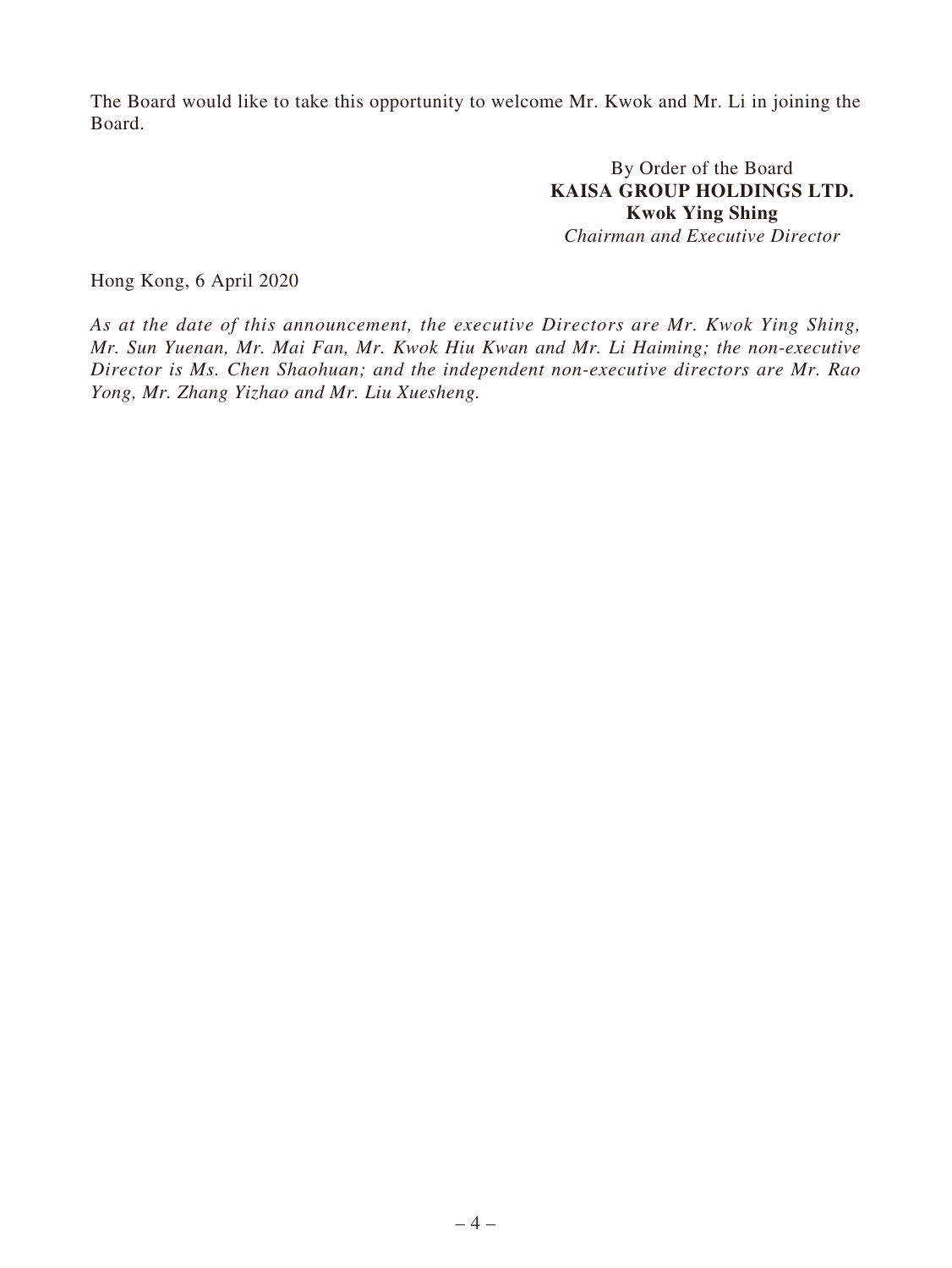The Board would like to take this opportunity to welcome Mr. Kwok and Mr. Li in joining the Board.

By Order of the Board
**KAISA GROUP HOLDINGS LTD.**
**Kwok Ying Shing**
*Chairman and Executive Director*

Hong Kong, 6 April 2020

*As at the date of this announcement, the executive Directors are Mr. Kwok Ying Shing, Mr. Sun Yuenan, Mr. Mai Fan, Mr. Kwok Hiu Kwan and Mr. Li Haiming; the non-executive Director is Ms. Chen Shaohuan; and the independent non-executive directors are Mr. Rao Yong, Mr. Zhang Yizhao and Mr. Liu Xuesheng.*